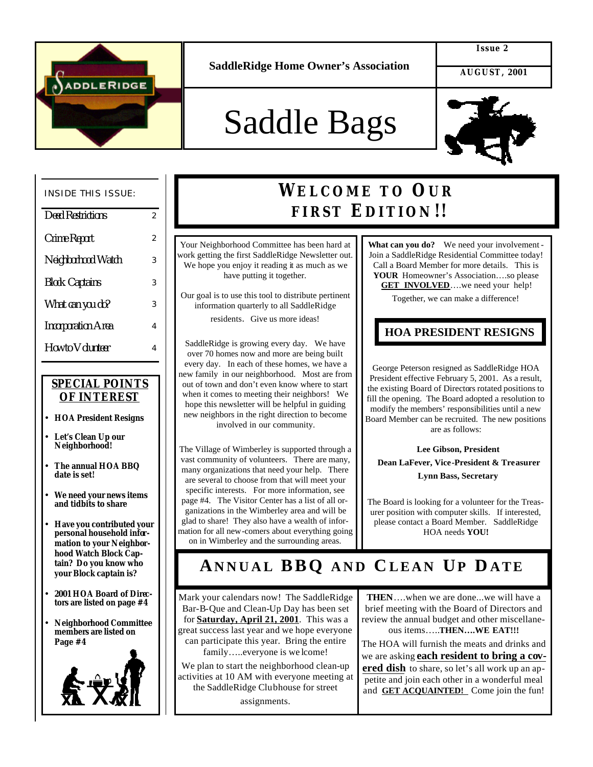SaddleRidge Home Owner's Association

Issue 2

AUGUST, 2001

# Saddle Bags

**INSIDE THIS ISSUE:**

| | |
|---|---|
| Deed Restrictions | 2 |
| Crime Report | 2 |
| Neighborhood Watch | 3 |
| Block Captains | 3 |
| What can you do? | 3 |
| Incorporation Area | 4 |
| How to Volunteer | 4 |

**SPECIAL POINTS OF INTEREST**

- **HOA President Resigns**
- **Let's Clean Up our Neighborhood!**
- **The annual HOA BBQ date is set!**
- **We need your news items and tidbits to share**
- **Have you contributed your personal household information to your Neighborhood Watch Block Captain? Do you know who your Block captain is?**
- **2001 HOA Board of Directors are listed on page #4**
- **Neighborhood Committee members are listed on Page #4**

## WELCOME TO OUR FIRST EDITION!!

Your Neighborhood Committee has been hard at work getting the first SaddleRidge Newsletter out. We hope you enjoy it reading it as much as we have putting it together.

Our goal is to use this tool to distribute pertinent information quarterly to all SaddleRidge residents. Give us more ideas!

SaddleRidge is growing every day. We have over 70 homes now and more are being built every day. In each of these homes, we have a new family in our neighborhood. Most are from out of town and don't even know where to start when it comes to meeting their neighbors! We hope this newsletter will be helpful in guiding new neighbors in the right direction to become involved in our community.

The Village of Wimberley is supported through a vast community of volunteers. There are many, many organizations that need your help. There are several to choose from that will meet your specific interests. For more information, see page #4. The Visitor Center has a list of all organizations in the Wimberley area and will be glad to share! They also have a wealth of information for all new-comers about everything going on in Wimberley and the surrounding areas.

**What can you do?** We need your involvement - Join a SaddleRidge Residential Committee today! Call a Board Member for more details. This is **YOUR** Homeowner's Association….so please **GET INVOLVED**….we need your help!

Together, we can make a difference!

## HOA PRESIDENT RESIGNS

George Peterson resigned as SaddleRidge HOA President effective February 5, 2001. As a result, the existing Board of Directors rotated positions to fill the opening. The Board adopted a resolution to modify the members' responsibilities until a new Board Member can be recruited. The new positions are as follows:

**Lee Gibson, President**

**Dean LaFever, Vice-President & Treasurer**

**Lynn Bass, Secretary**

The Board is looking for a volunteer for the Treasurer position with computer skills. If interested, please contact a Board Member. SaddleRidge HOA needs **YOU!**

## ANNUAL BBQ AND CLEAN UP DATE

Mark your calendars now! The SaddleRidge Bar-B-Que and Clean-Up Day has been set for **Saturday, April 21, 2001**. This was a great success last year and we hope everyone can participate this year. Bring the entire family…..everyone is welcome!

We plan to start the neighborhood clean-up activities at 10 AM with everyone meeting at the SaddleRidge Clubhouse for street assignments.

**THEN**….when we are done...we will have a brief meeting with the Board of Directors and review the annual budget and other miscellaneous items…..**THEN….WE EAT!!!**

The HOA will furnish the meats and drinks and we are asking **each resident to bring a covered dish** to share, so let's all work up an appetite and join each other in a wonderful meal and **GET ACQUAINTED!** Come join the fun!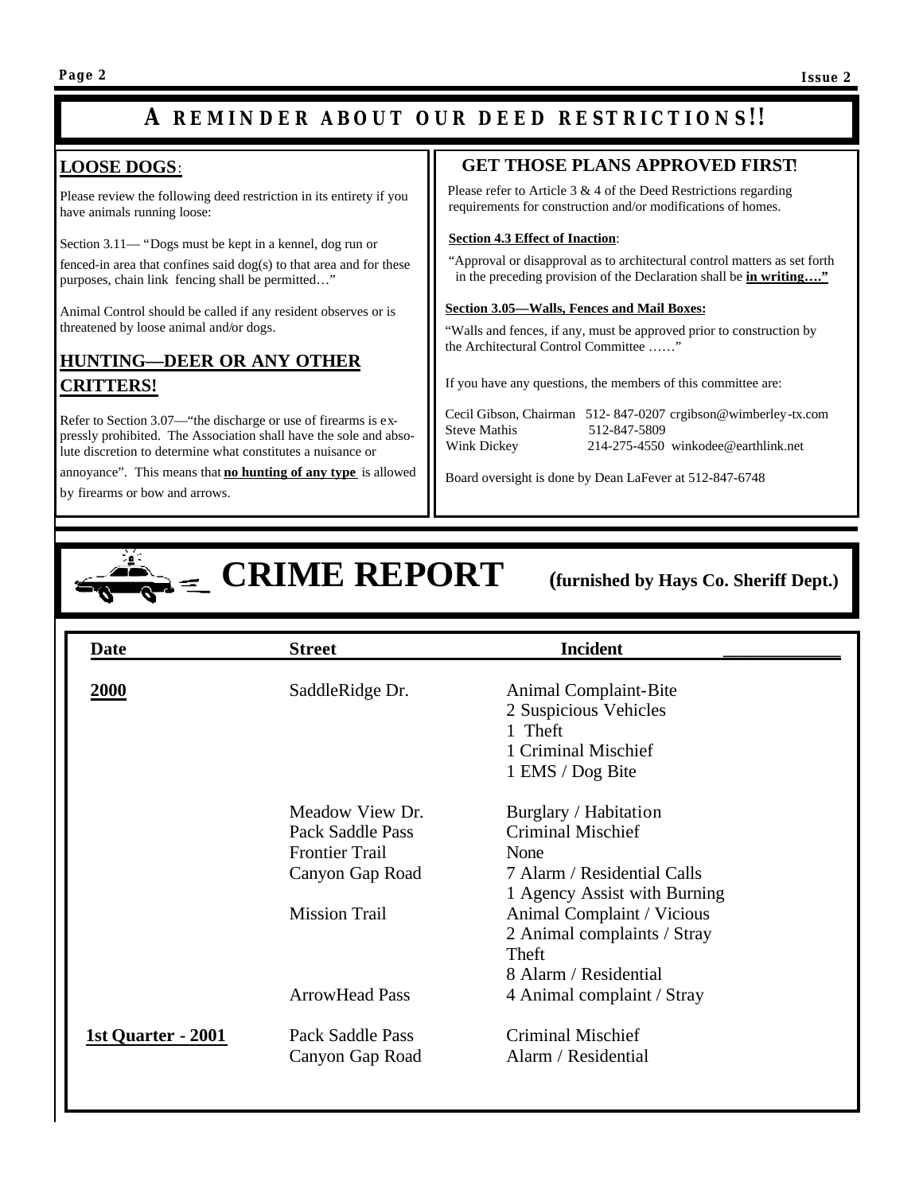# A REMINDER ABOUT OUR DEED RESTRICTIONS!!

## LOOSE DOGS:

Please review the following deed restriction in its entirety if you have animals running loose:

Section 3.11— "Dogs must be kept in a kennel, dog run or fenced-in area that confines said dog(s) to that area and for these purposes, chain link fencing shall be permitted…"

Animal Control should be called if any resident observes or is threatened by loose animal and/or dogs.

## HUNTING—DEER OR ANY OTHER CRITTERS!

Refer to Section 3.07—"the discharge or use of firearms is expressly prohibited. The Association shall have the sole and absolute discretion to determine what constitutes a nuisance or annoyance". This means that **no hunting of any type** is allowed by firearms or bow and arrows.

## GET THOSE PLANS APPROVED FIRST!

Please refer to Article 3 & 4 of the Deed Restrictions regarding requirements for construction and/or modifications of homes.

**Section 4.3 Effect of Inaction**:

"Approval or disapproval as to architectural control matters as set forth in the preceding provision of the Declaration shall be **in writing…."**

**Section 3.05—Walls, Fences and Mail Boxes:**

"Walls and fences, if any, must be approved prior to construction by the Architectural Control Committee ……"

If you have any questions, the members of this committee are:

Cecil Gibson, Chairman 512- 847-0207 crgibson@wimberley-tx.com
Steve Mathis 512-847-5809
Wink Dickey 214-275-4550 winkodee@earthlink.net

Board oversight is done by Dean LaFever at 512-847-6748

# CRIME REPORT (furnished by Hays Co. Sheriff Dept.)

| Date | Street | Incident |
|---|---|---|
| **2000** | SaddleRidge Dr. | Animal Complaint-Bite<br>2 Suspicious Vehicles<br>1 Theft<br>1 Criminal Mischief<br>1 EMS / Dog Bite |
| | Meadow View Dr. | Burglary / Habitation |
| | Pack Saddle Pass | Criminal Mischief |
| | Frontier Trail | None |
| | Canyon Gap Road | 7 Alarm / Residential Calls<br>1 Agency Assist with Burning |
| | Mission Trail | Animal Complaint / Vicious<br>2 Animal complaints / Stray<br>Theft<br>8 Alarm / Residential |
| | ArrowHead Pass | 4 Animal complaint / Stray |
| **1st Quarter - 2001** | Pack Saddle Pass | Criminal Mischief |
| | Canyon Gap Road | Alarm / Residential |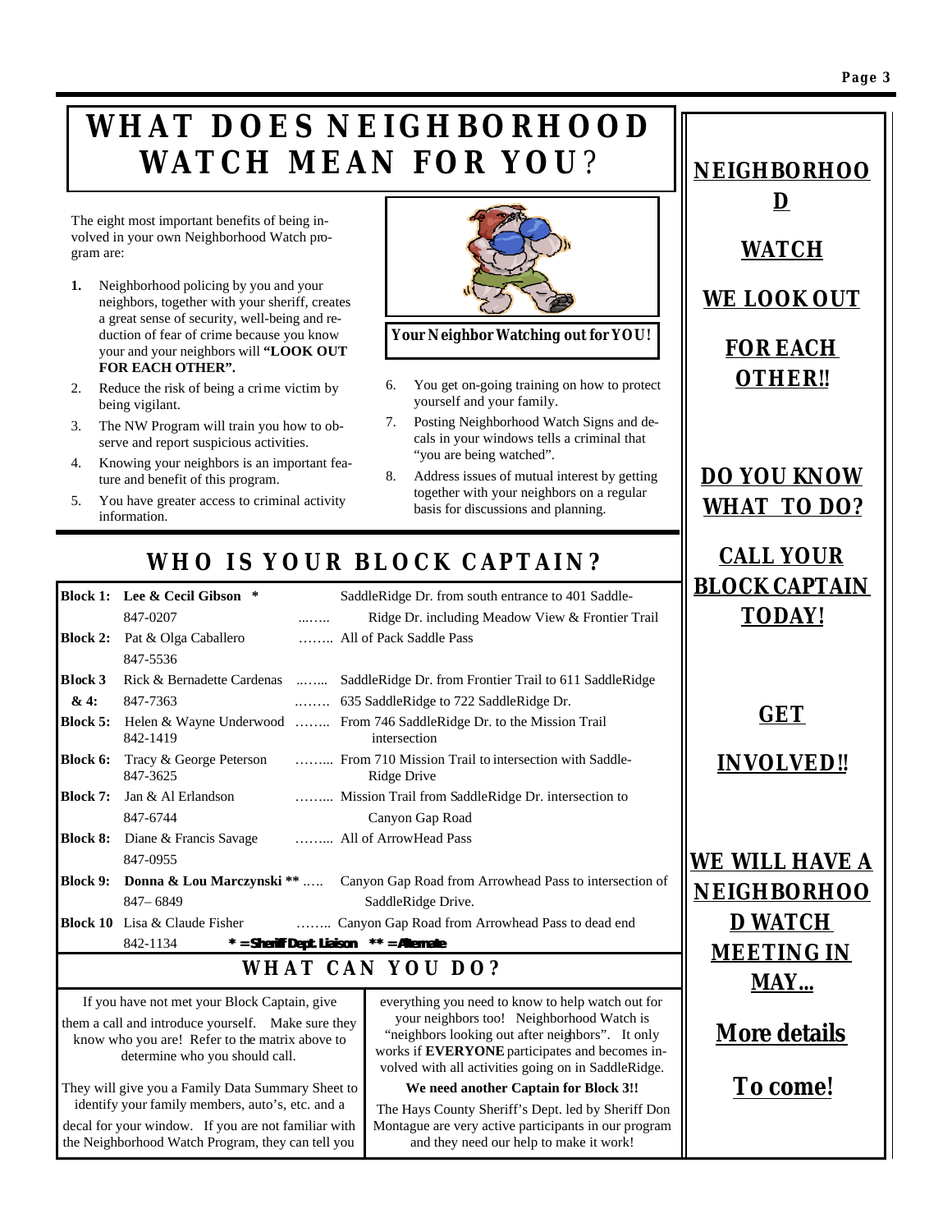# WHAT DOES NEIGHBORHOOD WATCH MEAN FOR YOU?

The eight most important benefits of being involved in your own Neighborhood Watch program are:

1. Neighborhood policing by you and your neighbors, together with your sheriff, creates a great sense of security, well-being and reduction of fear of crime because you know your and your neighbors will **"LOOK OUT FOR EACH OTHER".**
2. Reduce the risk of being a crime victim by being vigilant.
3. The NW Program will train you how to observe and report suspicious activities.
4. Knowing your neighbors is an important feature and benefit of this program.
5. You have greater access to criminal activity information.

**Your Neighbor Watching out for YOU!**

6. You get on-going training on how to protect yourself and your family.
7. Posting Neighborhood Watch Signs and decals in your windows tells a criminal that "you are being watched".
8. Address issues of mutual interest by getting together with your neighbors on a regular basis for discussions and planning.

## WHO IS YOUR BLOCK CAPTAIN?

| Block | Captain | Area |
|---|---|---|
| **Block 1:** | **Lee & Cecil Gibson** * 847-0207 | SaddleRidge Dr. from south entrance to 401 SaddleRidge Dr. including Meadow View & Frontier Trail |
| **Block 2:** | Pat & Olga Caballero 847-5536 | All of Pack Saddle Pass |
| **Block 3 & 4:** | Rick & Bernadette Cardenas 847-7363 | SaddleRidge Dr. from Frontier Trail to 611 SaddleRidge; 635 SaddleRidge to 722 SaddleRidge Dr. |
| **Block 5:** | Helen & Wayne Underwood 842-1419 | From 746 SaddleRidge Dr. to the Mission Trail intersection |
| **Block 6:** | Tracy & George Peterson 847-3625 | From 710 Mission Trail to intersection with SaddleRidge Drive |
| **Block 7:** | Jan & Al Erlandson 847-6744 | Mission Trail from SaddleRidge Dr. intersection to Canyon Gap Road |
| **Block 8:** | Diane & Francis Savage 847-0955 | All of ArrowHead Pass |
| **Block 9:** | **Donna & Lou Marczynski** ** 847– 6849 | Canyon Gap Road from Arrowhead Pass to intersection of SaddleRidge Drive. |
| **Block 10** | Lisa & Claude Fisher 842-1134 | Canyon Gap Road from Arrowhead Pass to dead end |

**\* = Sheriff Dept. Liaison  \*\* = Alternate**

## WHAT CAN YOU DO?

If you have not met your Block Captain, give them a call and introduce yourself. Make sure they know who you are! Refer to the matrix above to determine who you should call.

They will give you a Family Data Summary Sheet to identify your family members, auto's, etc. and a decal for your window. If you are not familiar with the Neighborhood Watch Program, they can tell you everything you need to know to help watch out for your neighbors too! Neighborhood Watch is "neighbors looking out after neighbors". It only works if **EVERYONE** participates and becomes involved with all activities going on in SaddleRidge.

**We need another Captain for Block 3!!**

The Hays County Sheriff's Dept. led by Sheriff Don Montague are very active participants in our program and they need our help to make it work!

**NEIGHBORHOOD WATCH**

**WE LOOK OUT FOR EACH OTHER!!**

**DO YOU KNOW WHAT TO DO?**

**CALL YOUR BLOCK CAPTAIN TODAY!**

**GET INVOLVED!!**

**WE WILL HAVE A NEIGHBORHOOD WATCH MEETING IN MAY...**

**More details To come!**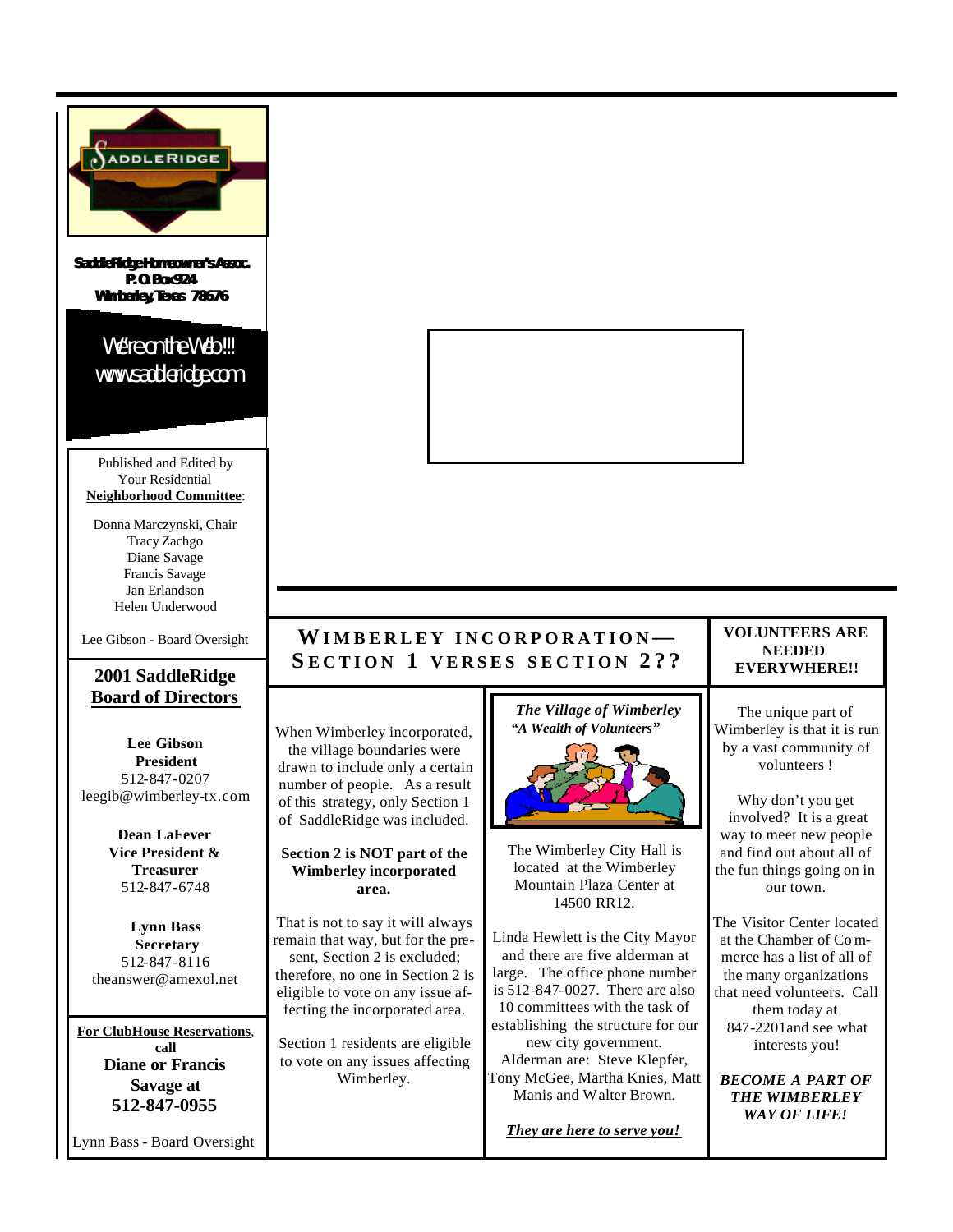SaddleRidge Homeowner's Assoc.
P.O. Box 924
Wimberley, Texas 78676

We're on the Web!!!
www.saddleridge.com

Published and Edited by
Your Residential
**Neighborhood Committee**:

Donna Marczynski, Chair
Tracy Zachgo
Diane Savage
Francis Savage
Jan Erlandson
Helen Underwood

Lee Gibson - Board Oversight

## 2001 SaddleRidge Board of Directors

**Lee Gibson**
**President**
512-847-0207
leegib@wimberley-tx.com

**Dean LaFever**
**Vice President & Treasurer**
512-847-6748

**Lynn Bass**
**Secretary**
512-847-8116
theanswer@amexol.net

**For ClubHouse Reservations, call**
**Diane or Francis Savage at**
**512-847-0955**

Lynn Bass - Board Oversight

## WIMBERLEY INCORPORATION— SECTION 1 VERSES SECTION 2??

When Wimberley incorporated, the village boundaries were drawn to include only a certain number of people. As a result of this strategy, only Section 1 of SaddleRidge was included.

**Section 2 is NOT part of the Wimberley incorporated area.**

That is not to say it will always remain that way, but for the present, Section 2 is excluded; therefore, no one in Section 2 is eligible to vote on any issue affecting the incorporated area.

Section 1 residents are eligible to vote on any issues affecting Wimberley.

***The Village of Wimberley***
***"A Wealth of Volunteers"***

The Wimberley City Hall is located at the Wimberley Mountain Plaza Center at 14500 RR12.

Linda Hewlett is the City Mayor and there are five alderman at large. The office phone number is 512-847-0027. There are also 10 committees with the task of establishing the structure for our new city government. Alderman are: Steve Klepfer, Tony McGee, Martha Knies, Matt Manis and Walter Brown.

***They are here to serve you!***

## VOLUNTEERS ARE NEEDED EVERYWHERE!!

The unique part of Wimberley is that it is run by a vast community of volunteers !

Why don't you get involved? It is a great way to meet new people and find out about all of the fun things going on in our town.

The Visitor Center located at the Chamber of Commerce has a list of all of the many organizations that need volunteers. Call them today at 847-2201and see what interests you!

***BECOME A PART OF THE WIMBERLEY WAY OF LIFE!***